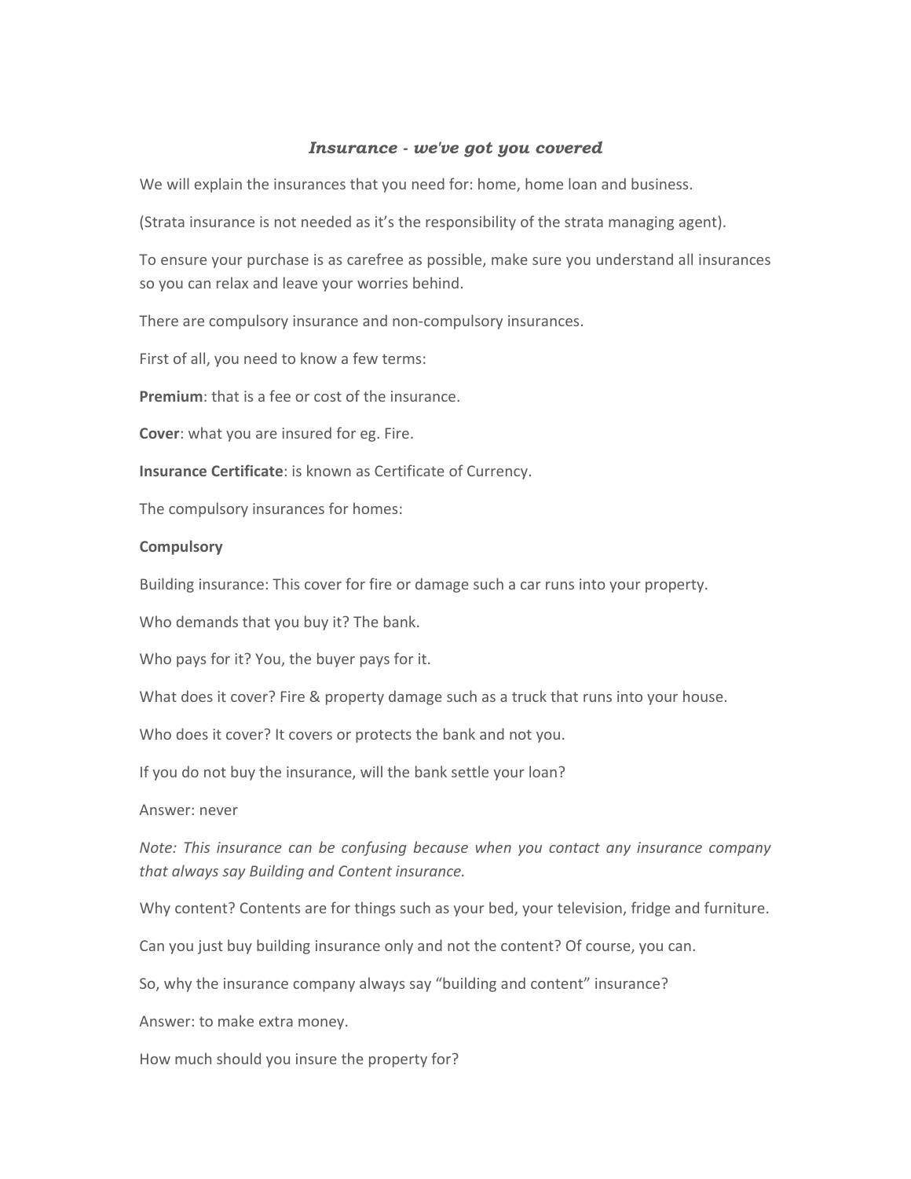# *Insurance - we've got you covered*

We will explain the insurances that you need for: home, home loan and business.

(Strata insurance is not needed as it's the responsibility of the strata managing agent).

To ensure your purchase is as carefree as possible, make sure you understand all insurances so you can relax and leave your worries behind.

There are compulsory insurance and non-compulsory insurances.

First of all, you need to know a few terms:

**Premium**: that is a fee or cost of the insurance.

**Cover**: what you are insured for eg. Fire.

**Insurance Certificate**: is known as Certificate of Currency.

The compulsory insurances for homes:

**Compulsory**

Building insurance: This cover for fire or damage such a car runs into your property.

Who demands that you buy it? The bank.

Who pays for it? You, the buyer pays for it.

What does it cover? Fire & property damage such as a truck that runs into your house.

Who does it cover? It covers or protects the bank and not you.

If you do not buy the insurance, will the bank settle your loan?

Answer: never

*Note: This insurance can be confusing because when you contact any insurance company that always say Building and Content insurance.*

Why content? Contents are for things such as your bed, your television, fridge and furniture.

Can you just buy building insurance only and not the content? Of course, you can.

So, why the insurance company always say "building and content" insurance?

Answer: to make extra money.

How much should you insure the property for?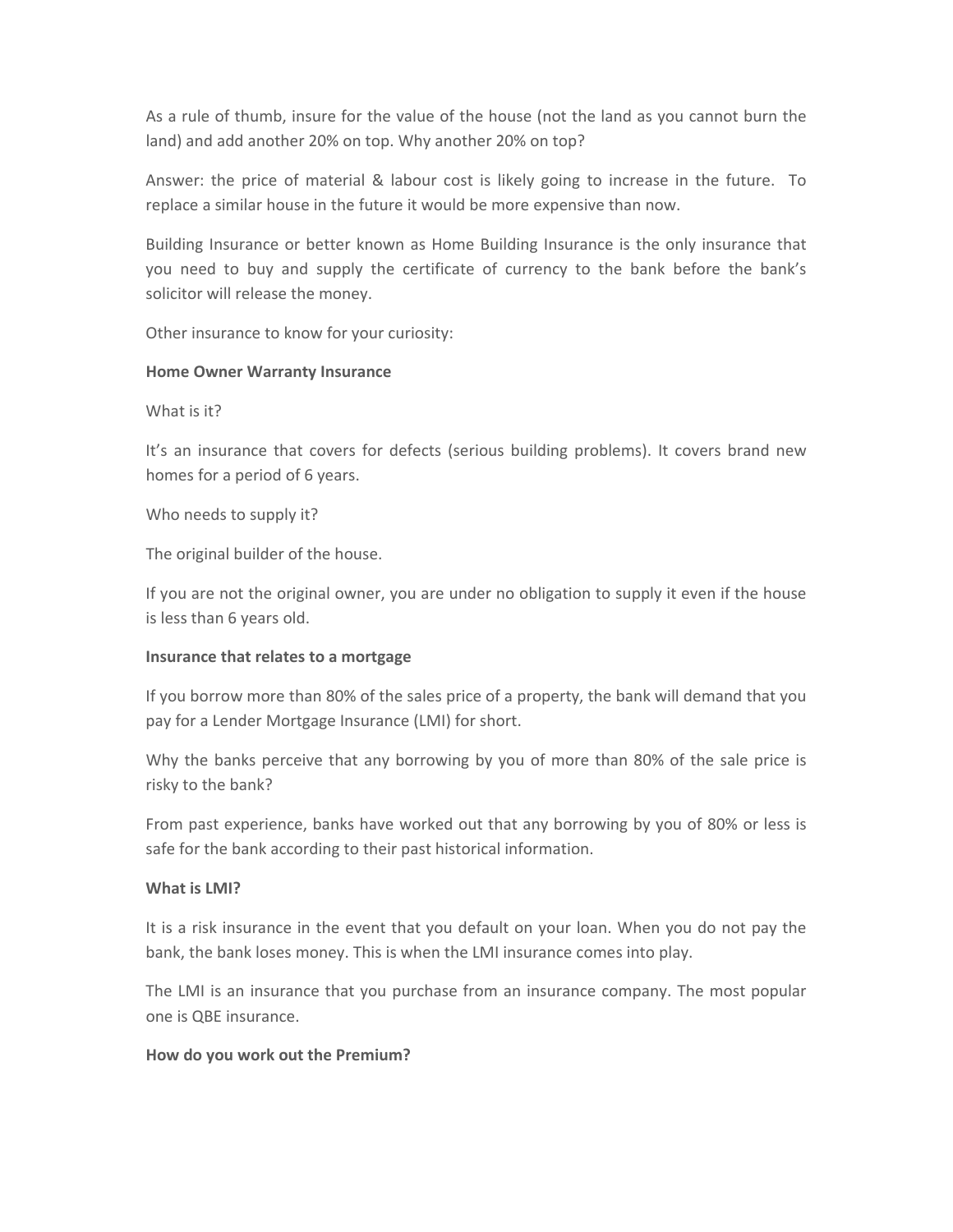As a rule of thumb, insure for the value of the house (not the land as you cannot burn the land) and add another 20% on top. Why another 20% on top?

Answer: the price of material & labour cost is likely going to increase in the future. To replace a similar house in the future it would be more expensive than now.

Building Insurance or better known as Home Building Insurance is the only insurance that you need to buy and supply the certificate of currency to the bank before the bank's solicitor will release the money.

Other insurance to know for your curiosity:

**Home Owner Warranty Insurance**

What is it?

It's an insurance that covers for defects (serious building problems). It covers brand new homes for a period of 6 years.

Who needs to supply it?

The original builder of the house.

If you are not the original owner, you are under no obligation to supply it even if the house is less than 6 years old.

**Insurance that relates to a mortgage**

If you borrow more than 80% of the sales price of a property, the bank will demand that you pay for a Lender Mortgage Insurance (LMI) for short.

Why the banks perceive that any borrowing by you of more than 80% of the sale price is risky to the bank?

From past experience, banks have worked out that any borrowing by you of 80% or less is safe for the bank according to their past historical information.

**What is LMI?**

It is a risk insurance in the event that you default on your loan. When you do not pay the bank, the bank loses money. This is when the LMI insurance comes into play.

The LMI is an insurance that you purchase from an insurance company. The most popular one is QBE insurance.

**How do you work out the Premium?**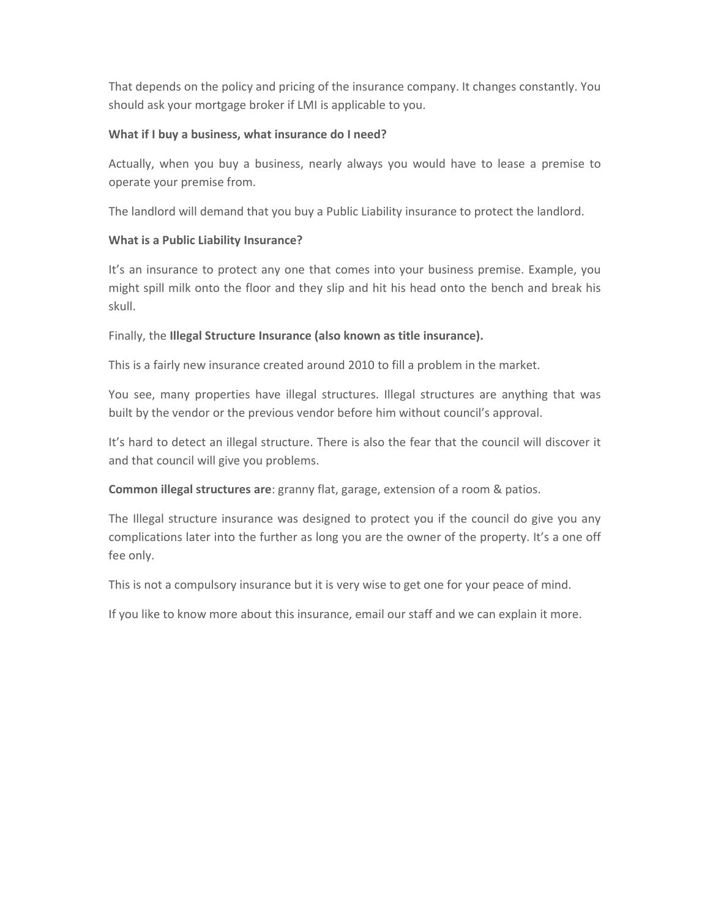That depends on the policy and pricing of the insurance company. It changes constantly. You should ask your mortgage broker if LMI is applicable to you.

**What if I buy a business, what insurance do I need?**

Actually, when you buy a business, nearly always you would have to lease a premise to operate your premise from.

The landlord will demand that you buy a Public Liability insurance to protect the landlord.

**What is a Public Liability Insurance?**

It's an insurance to protect any one that comes into your business premise. Example, you might spill milk onto the floor and they slip and hit his head onto the bench and break his skull.

Finally, the **Illegal Structure Insurance (also known as title insurance).**

This is a fairly new insurance created around 2010 to fill a problem in the market.

You see, many properties have illegal structures. Illegal structures are anything that was built by the vendor or the previous vendor before him without council's approval.

It's hard to detect an illegal structure. There is also the fear that the council will discover it and that council will give you problems.

**Common illegal structures are**: granny flat, garage, extension of a room & patios.

The Illegal structure insurance was designed to protect you if the council do give you any complications later into the further as long you are the owner of the property. It's a one off fee only.

This is not a compulsory insurance but it is very wise to get one for your peace of mind.

If you like to know more about this insurance, email our staff and we can explain it more.